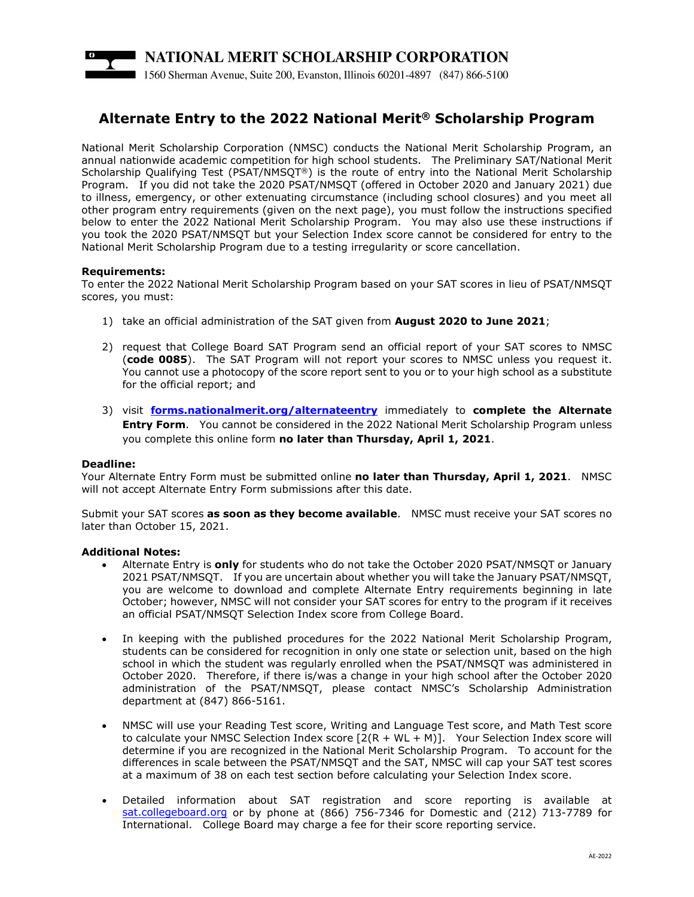**NATIONAL MERIT SCHOLARSHIP CORPORATION**

1560 Sherman Avenue, Suite 200, Evanston, Illinois 60201-4897 (847) 866-5100

# Alternate Entry to the 2022 National Merit® Scholarship Program

National Merit Scholarship Corporation (NMSC) conducts the National Merit Scholarship Program, an annual nationwide academic competition for high school students. The Preliminary SAT/National Merit Scholarship Qualifying Test (PSAT/NMSQT®) is the route of entry into the National Merit Scholarship Program. If you did not take the 2020 PSAT/NMSQT (offered in October 2020 and January 2021) due to illness, emergency, or other extenuating circumstance (including school closures) and you meet all other program entry requirements (given on the next page), you must follow the instructions specified below to enter the 2022 National Merit Scholarship Program. You may also use these instructions if you took the 2020 PSAT/NMSQT but your Selection Index score cannot be considered for entry to the National Merit Scholarship Program due to a testing irregularity or score cancellation.

**Requirements:**
To enter the 2022 National Merit Scholarship Program based on your SAT scores in lieu of PSAT/NMSQT scores, you must:

1) take an official administration of the SAT given from **August 2020 to June 2021**;

2) request that College Board SAT Program send an official report of your SAT scores to NMSC (**code 0085**). The SAT Program will not report your scores to NMSC unless you request it. You cannot use a photocopy of the score report sent to you or to your high school as a substitute for the official report; and

3) visit **forms.nationalmerit.org/alternateentry** immediately to **complete the Alternate Entry Form**. You cannot be considered in the 2022 National Merit Scholarship Program unless you complete this online form **no later than Thursday, April 1, 2021**.

**Deadline:**
Your Alternate Entry Form must be submitted online **no later than Thursday, April 1, 2021**. NMSC will not accept Alternate Entry Form submissions after this date.

Submit your SAT scores **as soon as they become available**. NMSC must receive your SAT scores no later than October 15, 2021.

**Additional Notes:**

- Alternate Entry is **only** for students who do not take the October 2020 PSAT/NMSQT or January 2021 PSAT/NMSQT. If you are uncertain about whether you will take the January PSAT/NMSQT, you are welcome to download and complete Alternate Entry requirements beginning in late October; however, NMSC will not consider your SAT scores for entry to the program if it receives an official PSAT/NMSQT Selection Index score from College Board.

- In keeping with the published procedures for the 2022 National Merit Scholarship Program, students can be considered for recognition in only one state or selection unit, based on the high school in which the student was regularly enrolled when the PSAT/NMSQT was administered in October 2020. Therefore, if there is/was a change in your high school after the October 2020 administration of the PSAT/NMSQT, please contact NMSC's Scholarship Administration department at (847) 866-5161.

- NMSC will use your Reading Test score, Writing and Language Test score, and Math Test score to calculate your NMSC Selection Index score [$2(R + WL + M)$]. Your Selection Index score will determine if you are recognized in the National Merit Scholarship Program. To account for the differences in scale between the PSAT/NMSQT and the SAT, NMSC will cap your SAT test scores at a maximum of 38 on each test section before calculating your Selection Index score.

- Detailed information about SAT registration and score reporting is available at sat.collegeboard.org or by phone at (866) 756-7346 for Domestic and (212) 713-7789 for International. College Board may charge a fee for their score reporting service.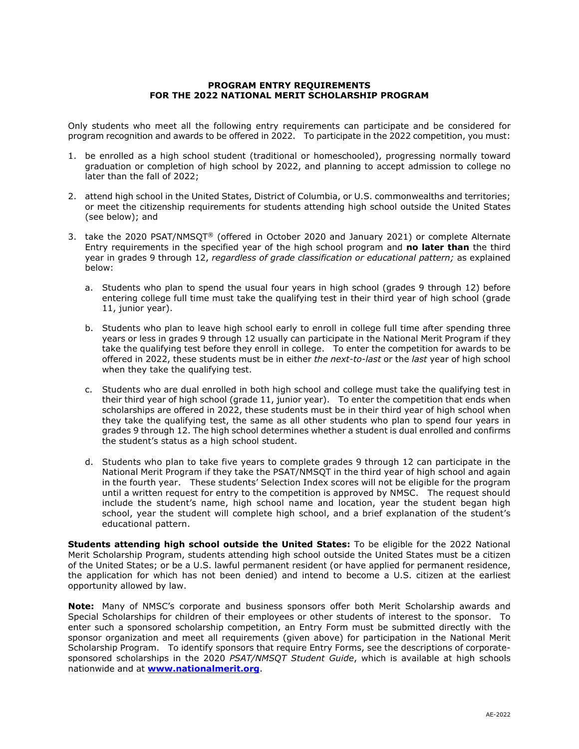# PROGRAM ENTRY REQUIREMENTS FOR THE 2022 NATIONAL MERIT SCHOLARSHIP PROGRAM

Only students who meet all the following entry requirements can participate and be considered for program recognition and awards to be offered in 2022. To participate in the 2022 competition, you must:

1. be enrolled as a high school student (traditional or homeschooled), progressing normally toward graduation or completion of high school by 2022, and planning to accept admission to college no later than the fall of 2022;

2. attend high school in the United States, District of Columbia, or U.S. commonwealths and territories; or meet the citizenship requirements for students attending high school outside the United States (see below); and

3. take the 2020 PSAT/NMSQT® (offered in October 2020 and January 2021) or complete Alternate Entry requirements in the specified year of the high school program and **no later than** the third year in grades 9 through 12, *regardless of grade classification or educational pattern;* as explained below:

   a. Students who plan to spend the usual four years in high school (grades 9 through 12) before entering college full time must take the qualifying test in their third year of high school (grade 11, junior year).

   b. Students who plan to leave high school early to enroll in college full time after spending three years or less in grades 9 through 12 usually can participate in the National Merit Program if they take the qualifying test before they enroll in college. To enter the competition for awards to be offered in 2022, these students must be in either *the next-to-last* or the *last* year of high school when they take the qualifying test.

   c. Students who are dual enrolled in both high school and college must take the qualifying test in their third year of high school (grade 11, junior year). To enter the competition that ends when scholarships are offered in 2022, these students must be in their third year of high school when they take the qualifying test, the same as all other students who plan to spend four years in grades 9 through 12. The high school determines whether a student is dual enrolled and confirms the student's status as a high school student.

   d. Students who plan to take five years to complete grades 9 through 12 can participate in the National Merit Program if they take the PSAT/NMSQT in the third year of high school and again in the fourth year. These students' Selection Index scores will not be eligible for the program until a written request for entry to the competition is approved by NMSC. The request should include the student's name, high school name and location, year the student began high school, year the student will complete high school, and a brief explanation of the student's educational pattern.

**Students attending high school outside the United States:** To be eligible for the 2022 National Merit Scholarship Program, students attending high school outside the United States must be a citizen of the United States; or be a U.S. lawful permanent resident (or have applied for permanent residence, the application for which has not been denied) and intend to become a U.S. citizen at the earliest opportunity allowed by law.

**Note:** Many of NMSC's corporate and business sponsors offer both Merit Scholarship awards and Special Scholarships for children of their employees or other students of interest to the sponsor. To enter such a sponsored scholarship competition, an Entry Form must be submitted directly with the sponsor organization and meet all requirements (given above) for participation in the National Merit Scholarship Program. To identify sponsors that require Entry Forms, see the descriptions of corporate-sponsored scholarships in the 2020 *PSAT/NMSQT Student Guide*, which is available at high schools nationwide and at **www.nationalmerit.org**.

AE-2022